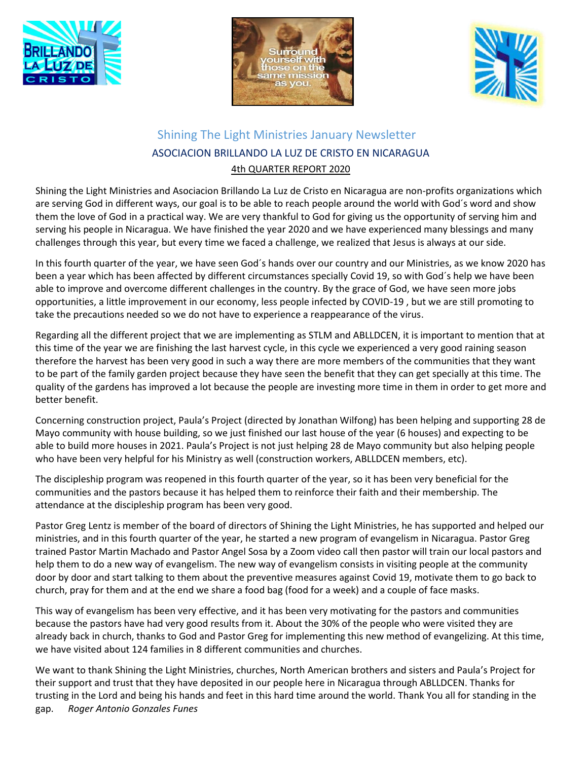# Shining The Light Ministries January Newsletter

## ASOCIACION BRILLANDO LA LUZ DE CRISTO EN NICARAGUA

### 4th QUARTER REPORT 2020

Shining the Light Ministries and Asociacion Brillando La Luz de Cristo en Nicaragua are non-profits organizations which are serving God in different ways, our goal is to be able to reach people around the world with God´s word and show them the love of God in a practical way. We are very thankful to God for giving us the opportunity of serving him and serving his people in Nicaragua. We have finished the year 2020 and we have experienced many blessings and many challenges through this year, but every time we faced a challenge, we realized that Jesus is always at our side.

In this fourth quarter of the year, we have seen God´s hands over our country and our Ministries, as we know 2020 has been a year which has been affected by different circumstances specially Covid 19, so with God´s help we have been able to improve and overcome different challenges in the country. By the grace of God, we have seen more jobs opportunities, a little improvement in our economy, less people infected by COVID-19 , but we are still promoting to take the precautions needed so we do not have to experience a reappearance of the virus.

Regarding all the different project that we are implementing as STLM and ABLLDCEN, it is important to mention that at this time of the year we are finishing the last harvest cycle, in this cycle we experienced a very good raining season therefore the harvest has been very good in such a way there are more members of the communities that they want to be part of the family garden project because they have seen the benefit that they can get specially at this time. The quality of the gardens has improved a lot because the people are investing more time in them in order to get more and better benefit.

Concerning construction project, Paula's Project (directed by Jonathan Wilfong) has been helping and supporting 28 de Mayo community with house building, so we just finished our last house of the year (6 houses) and expecting to be able to build more houses in 2021. Paula's Project is not just helping 28 de Mayo community but also helping people who have been very helpful for his Ministry as well (construction workers, ABLLDCEN members, etc).

The discipleship program was reopened in this fourth quarter of the year, so it has been very beneficial for the communities and the pastors because it has helped them to reinforce their faith and their membership. The attendance at the discipleship program has been very good.

Pastor Greg Lentz is member of the board of directors of Shining the Light Ministries, he has supported and helped our ministries, and in this fourth quarter of the year, he started a new program of evangelism in Nicaragua. Pastor Greg trained Pastor Martin Machado and Pastor Angel Sosa by a Zoom video call then pastor will train our local pastors and help them to do a new way of evangelism. The new way of evangelism consists in visiting people at the community door by door and start talking to them about the preventive measures against Covid 19, motivate them to go back to church, pray for them and at the end we share a food bag (food for a week) and a couple of face masks.

This way of evangelism has been very effective, and it has been very motivating for the pastors and communities because the pastors have had very good results from it. About the 30% of the people who were visited they are already back in church, thanks to God and Pastor Greg for implementing this new method of evangelizing. At this time, we have visited about 124 families in 8 different communities and churches.

We want to thank Shining the Light Ministries, churches, North American brothers and sisters and Paula's Project for their support and trust that they have deposited in our people here in Nicaragua through ABLLDCEN. Thanks for trusting in the Lord and being his hands and feet in this hard time around the world. Thank You all for standing in the gap. *Roger Antonio Gonzales Funes*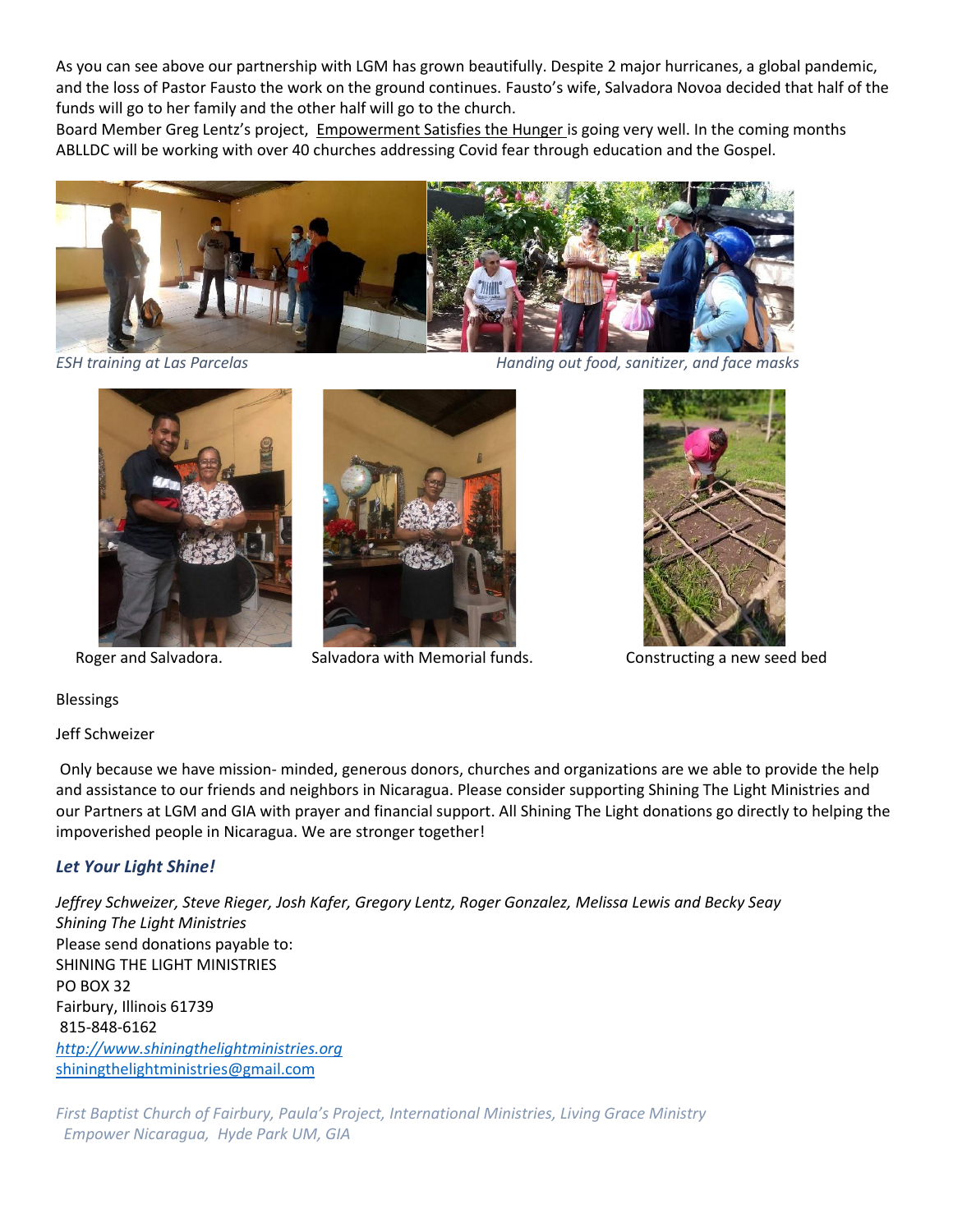As you can see above our partnership with LGM has grown beautifully. Despite 2 major hurricanes, a global pandemic, and the loss of Pastor Fausto the work on the ground continues. Fausto's wife, Salvadora Novoa decided that half of the funds will go to her family and the other half will go to the church.
Board Member Greg Lentz's project, Empowerment Satisfies the Hunger is going very well. In the coming months ABLLDC will be working with over 40 churches addressing Covid fear through education and the Gospel.

*ESH training at Las Parcelas*

*Handing out food, sanitizer, and face masks*

Roger and Salvadora.

Salvadora with Memorial funds.

Constructing a new seed bed

Blessings

Jeff Schweizer

Only because we have mission- minded, generous donors, churches and organizations are we able to provide the help and assistance to our friends and neighbors in Nicaragua. Please consider supporting Shining The Light Ministries and our Partners at LGM and GIA with prayer and financial support. All Shining The Light donations go directly to helping the impoverished people in Nicaragua. We are stronger together!

### ***Let Your Light Shine!***

*Jeffrey Schweizer, Steve Rieger, Josh Kafer, Gregory Lentz, Roger Gonzalez, Melissa Lewis and Becky Seay*
*Shining The Light Ministries*
Please send donations payable to:
SHINING THE LIGHT MINISTRIES
PO BOX 32
Fairbury, Illinois 61739
815-848-6162
*http://www.shiningthelightministries.org*
shiningthelightministries@gmail.com

*First Baptist Church of Fairbury, Paula's Project, International Ministries, Living Grace Ministry Empower Nicaragua, Hyde Park UM, GIA*